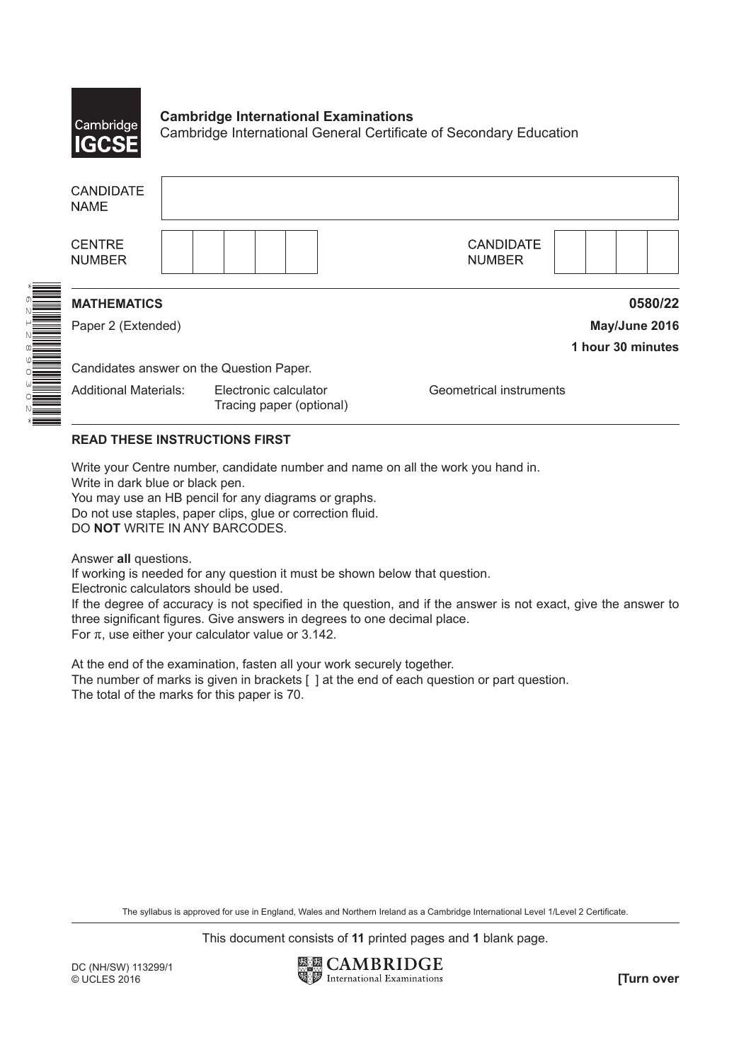**Cambridge International Examinations**
Cambridge International General Certificate of Secondary Education

| CANDIDATE NAME | |
|---|---|
| CENTRE NUMBER | |
| CANDIDATE NUMBER | |

\*6212890302\*

**MATHEMATICS** **0580/22**

Paper 2 (Extended) **May/June 2016**

**1 hour 30 minutes**

Candidates answer on the Question Paper.

Additional Materials: Electronic calculator, Tracing paper (optional), Geometrical instruments

**READ THESE INSTRUCTIONS FIRST**

Write your Centre number, candidate number and name on all the work you hand in.
Write in dark blue or black pen.
You may use an HB pencil for any diagrams or graphs.
Do not use staples, paper clips, glue or correction fluid.
DO **NOT** WRITE IN ANY BARCODES.

Answer **all** questions.
If working is needed for any question it must be shown below that question.
Electronic calculators should be used.
If the degree of accuracy is not specified in the question, and if the answer is not exact, give the answer to three significant figures. Give answers in degrees to one decimal place.
For $\pi$, use either your calculator value or 3.142.

At the end of the examination, fasten all your work securely together.
The number of marks is given in brackets [ ] at the end of each question or part question.
The total of the marks for this paper is 70.

The syllabus is approved for use in England, Wales and Northern Ireland as a Cambridge International Level 1/Level 2 Certificate.

This document consists of **11** printed pages and **1** blank page.

DC (NH/SW) 113299/1
© UCLES 2016

**[Turn over**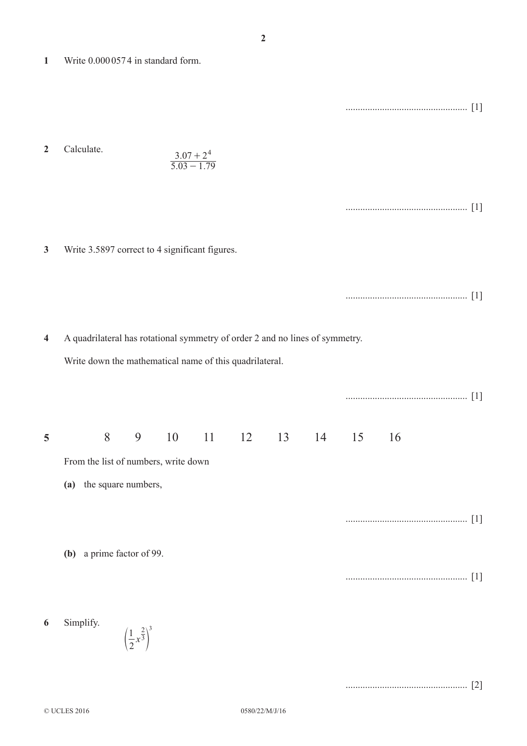1 Write 0.000 057 4 in standard form.

.................................................. [1]

2 Calculate.

$$\frac{3.07 + 2^4}{5.03 - 1.79}$$

.................................................. [1]

3 Write 3.5897 correct to 4 significant figures.

.................................................. [1]

4 A quadrilateral has rotational symmetry of order 2 and no lines of symmetry.

Write down the mathematical name of this quadrilateral.

.................................................. [1]

5 8 9 10 11 12 13 14 15 16

From the list of numbers, write down

**(a)** the square numbers,

.................................................. [1]

**(b)** a prime factor of 99.

.................................................. [1]

6 Simplify.

$$\left(\frac{1}{2}x^{\frac{2}{3}}\right)^3$$

.................................................. [2]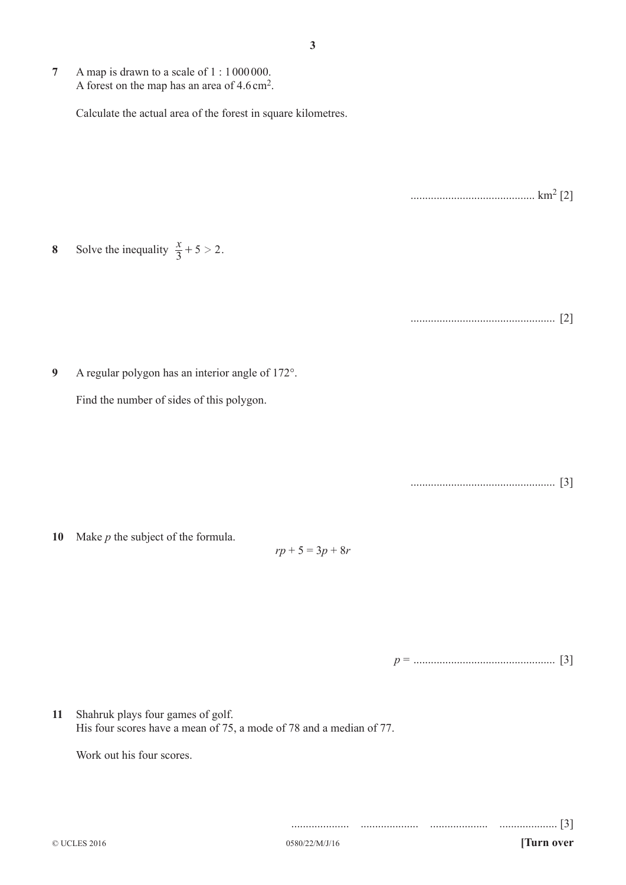**7** A map is drawn to a scale of 1 : 1 000 000.
A forest on the map has an area of 4.6 $cm^2$.

Calculate the actual area of the forest in square kilometres.

.......................................... $km^2$ [2]

**8** Solve the inequality $\frac{x}{3} + 5 > 2$.

.................................................. [2]

**9** A regular polygon has an interior angle of 172°.

Find the number of sides of this polygon.

.................................................. [3]

**10** Make $p$ the subject of the formula.

$$rp + 5 = 3p + 8r$$

$p$ = ................................................ [3]

**11** Shahruk plays four games of golf.
His four scores have a mean of 75, a mode of 78 and a median of 77.

Work out his four scores.

.................... .................... .................... .................... [3]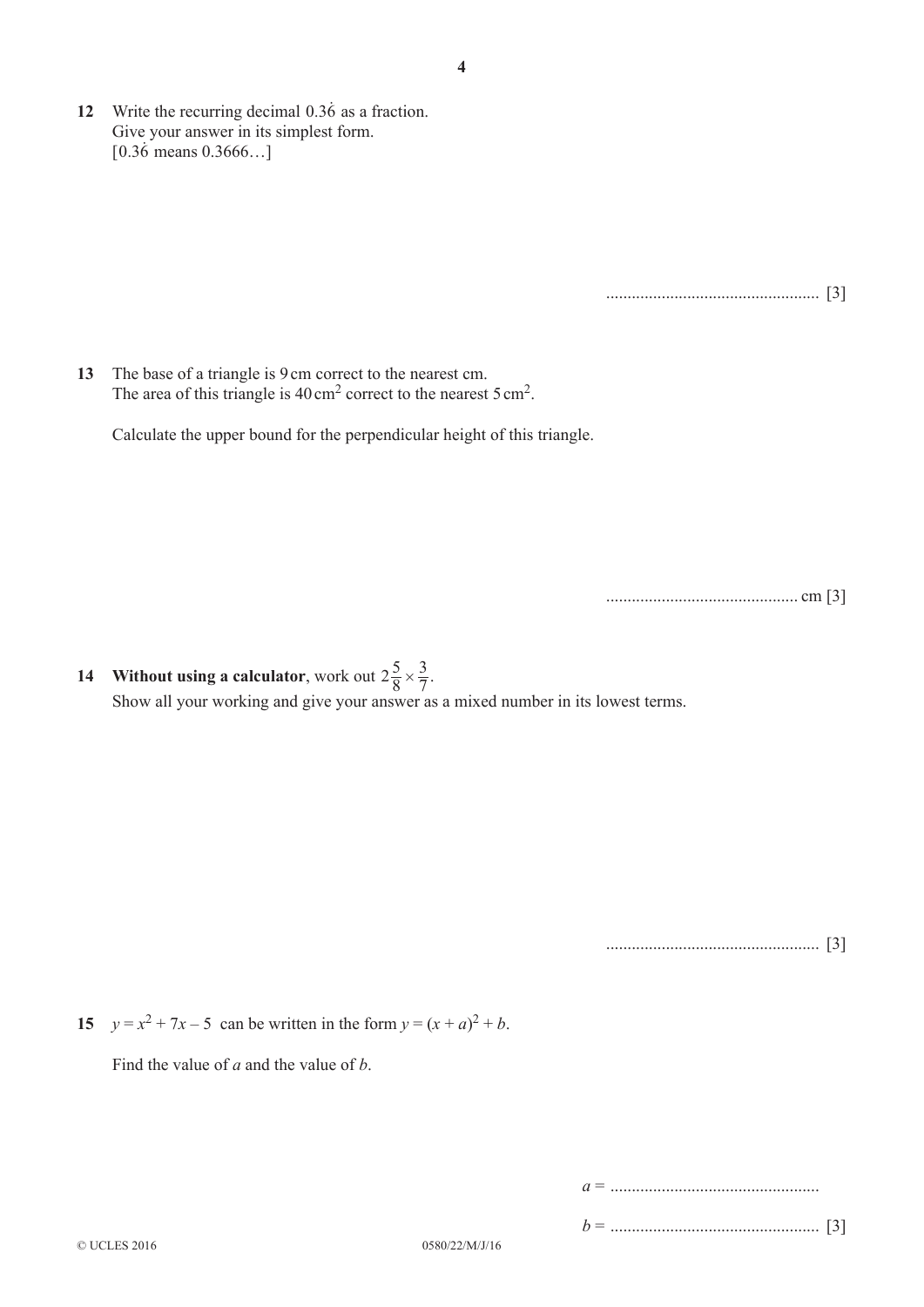**12** Write the recurring decimal $0.3\dot{6}$ as a fraction.
Give your answer in its simplest form.
[$0.3\dot{6}$ means 0.3666…]

.................................................. [3]

**13** The base of a triangle is 9 cm correct to the nearest cm.
The area of this triangle is $40\,\text{cm}^2$ correct to the nearest $5\,\text{cm}^2$.

Calculate the upper bound for the perpendicular height of this triangle.

............................................. cm [3]

**14** **Without using a calculator**, work out $2\frac{5}{8} \times \frac{3}{7}$.
Show all your working and give your answer as a mixed number in its lowest terms.

.................................................. [3]

**15** $y = x^2 + 7x - 5$ can be written in the form $y = (x + a)^2 + b$.

Find the value of $a$ and the value of $b$.

$a$ = ..................................................

$b$ = .................................................. [3]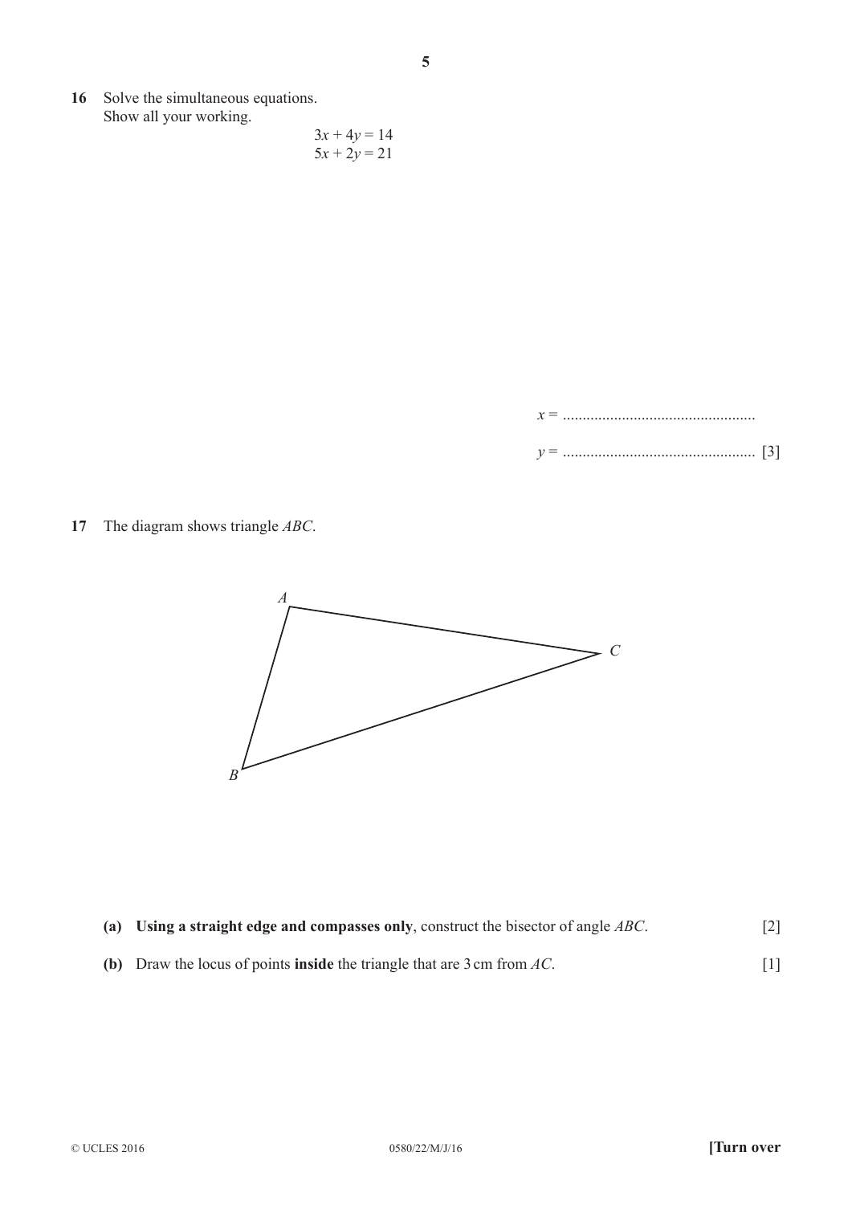16 Solve the simultaneous equations.
Show all your working.

$$3x + 4y = 14$$
$$5x + 2y = 21$$

$x$ = ................................................

$y$ = ................................................ [3]

17 The diagram shows triangle $ABC$.

A

C

B

**(a)** **Using a straight edge and compasses only**, construct the bisector of angle $ABC$. [2]

**(b)** Draw the locus of points **inside** the triangle that are 3 cm from $AC$. [1]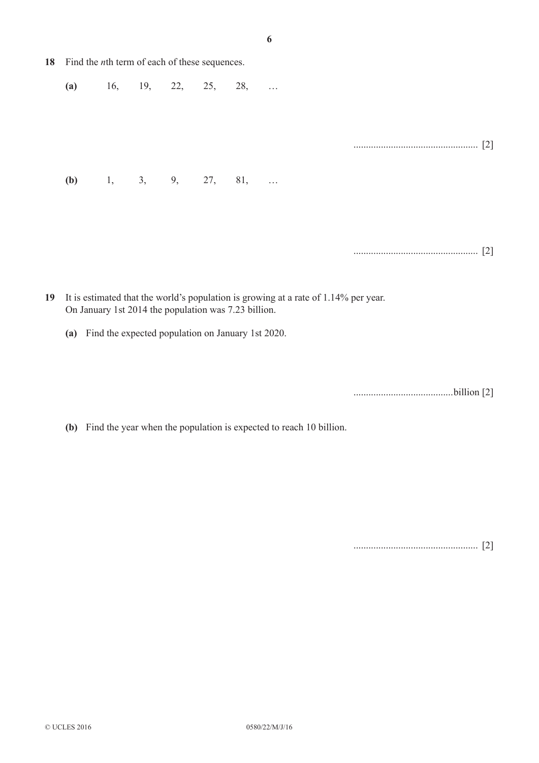**18** Find the *n*th term of each of these sequences.

**(a)** 16, 19, 22, 25, 28, …

.................................................. [2]

**(b)** 1, 3, 9, 27, 81, …

.................................................. [2]

**19** It is estimated that the world's population is growing at a rate of 1.14% per year.
On January 1st 2014 the population was 7.23 billion.

**(a)** Find the expected population on January 1st 2020.

........................................billion [2]

**(b)** Find the year when the population is expected to reach 10 billion.

.................................................. [2]

© UCLES 2016 0580/22/M/J/16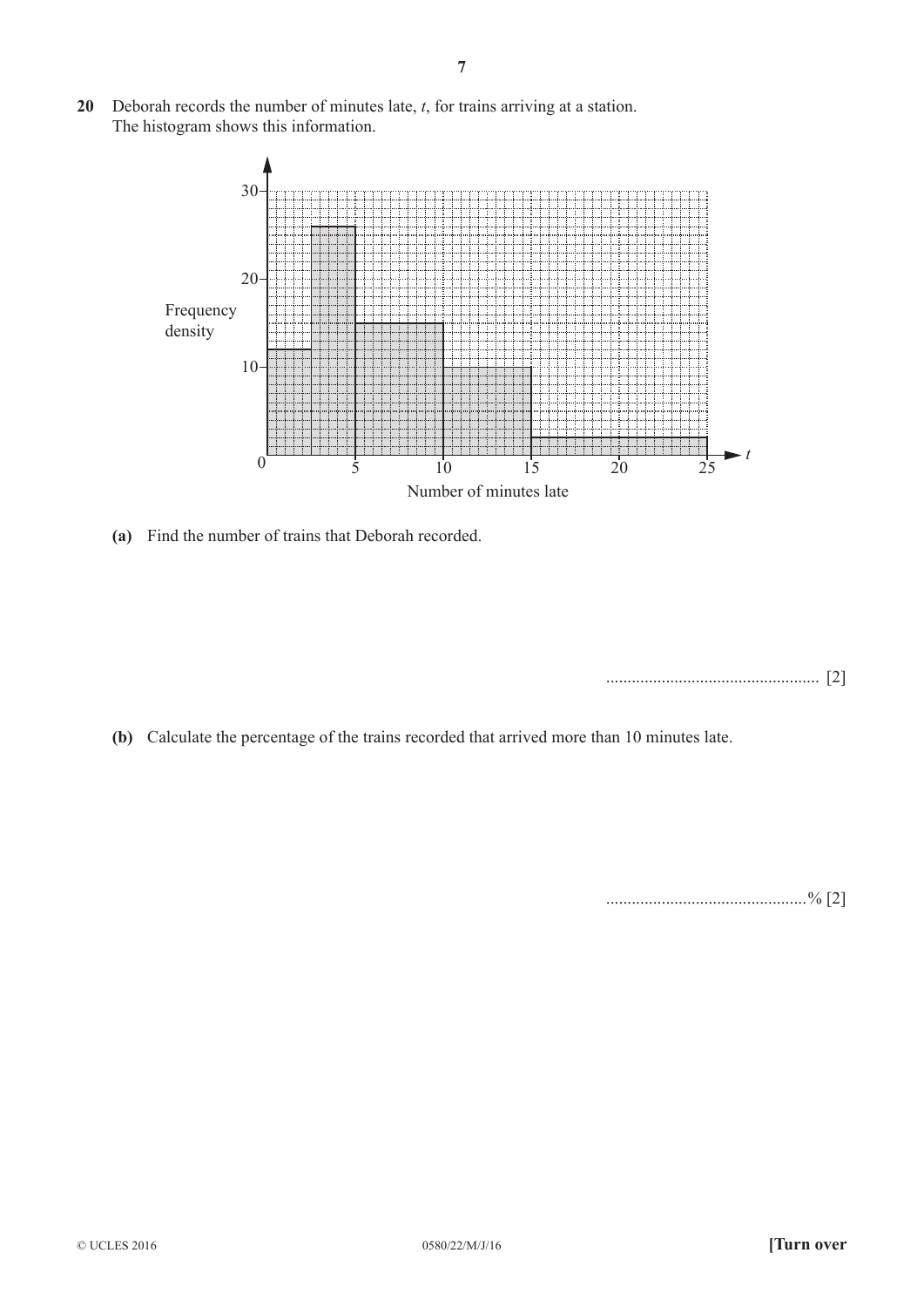**20** Deborah records the number of minutes late, $t$, for trains arriving at a station.
The histogram shows this information.

**(a)** Find the number of trains that Deborah recorded.

.................................................. [2]

**(b)** Calculate the percentage of the trains recorded that arrived more than 10 minutes late.

...............................................% [2]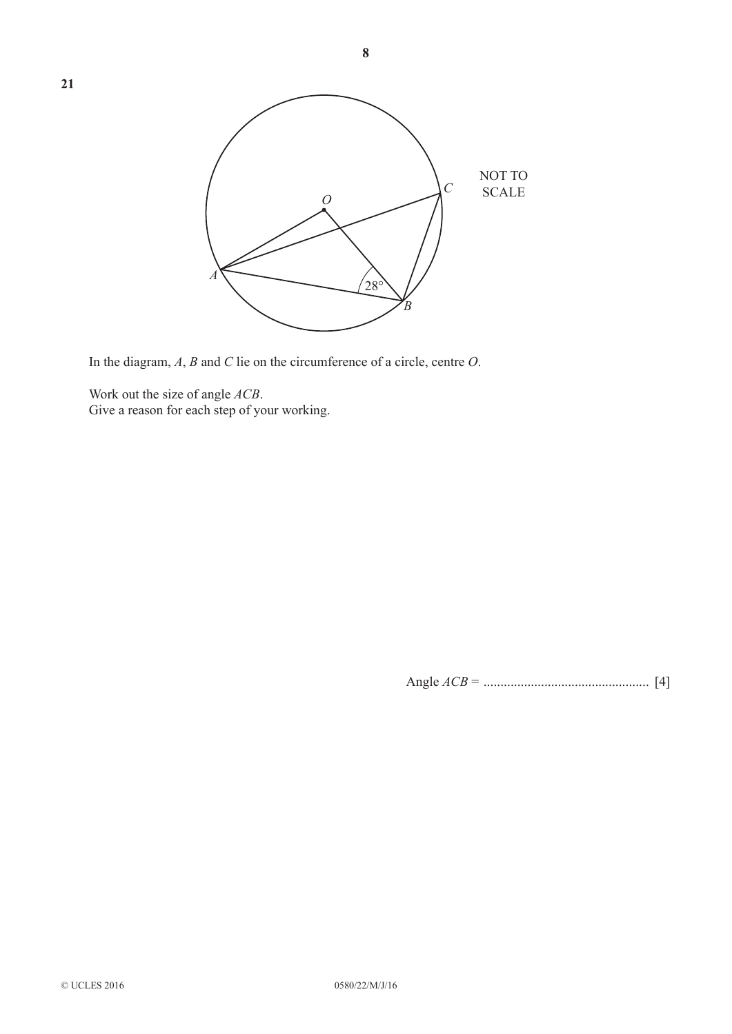21

In the diagram, $A$, $B$ and $C$ lie on the circumference of a circle, centre $O$.

Work out the size of angle $ACB$.
Give a reason for each step of your working.

Angle $ACB$ = ................................................ [4]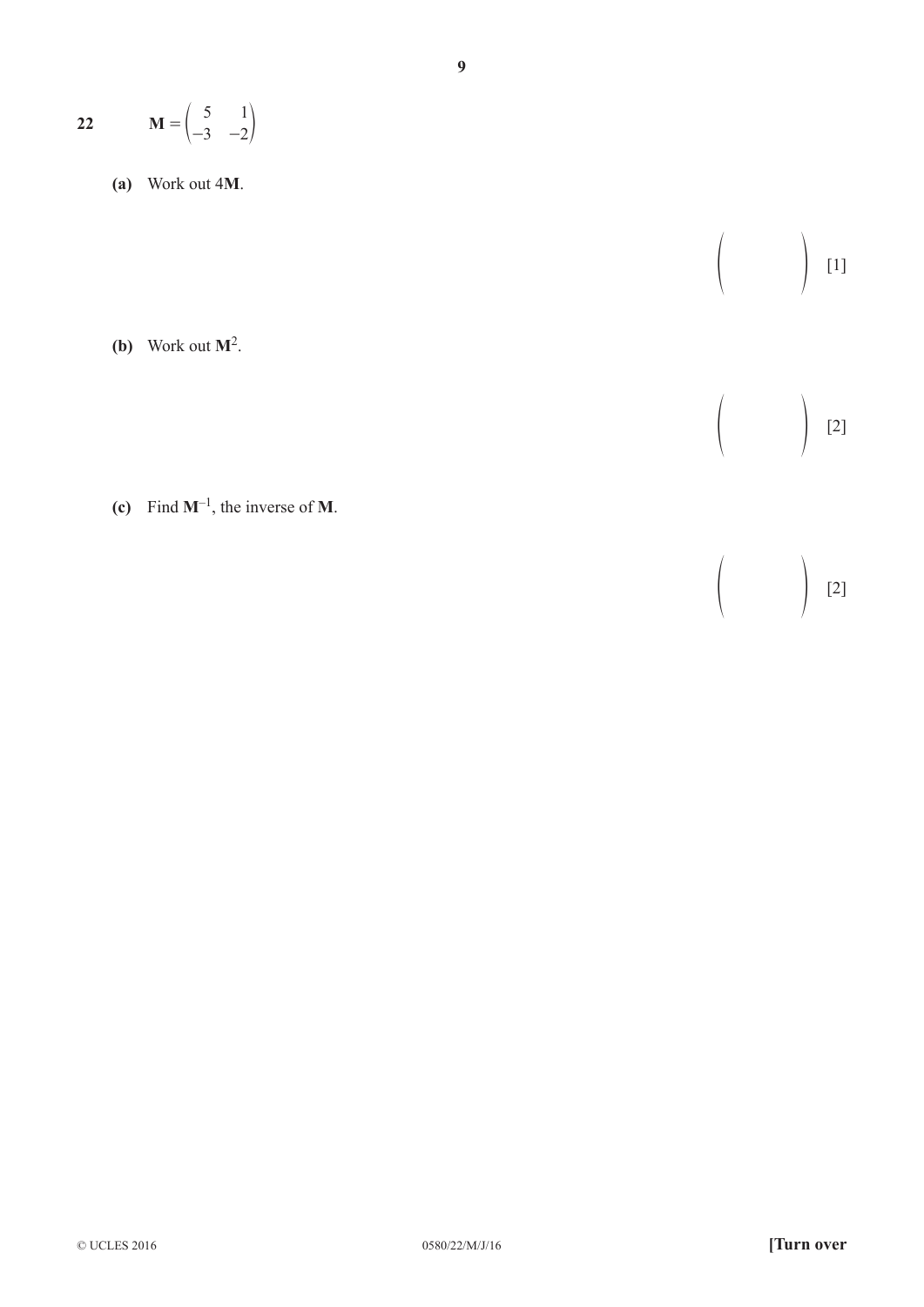**22** $\mathbf{M} = \begin{pmatrix} 5 & 1 \\ -3 & -2 \end{pmatrix}$

**(a)** Work out 4**M**.

$\begin{pmatrix} & \\ & \end{pmatrix}$ [1]

**(b)** Work out $\mathbf{M}^2$.

$\begin{pmatrix} & \\ & \end{pmatrix}$ [2]

**(c)** Find $\mathbf{M}^{-1}$, the inverse of **M**.

$\begin{pmatrix} & \\ & \end{pmatrix}$ [2]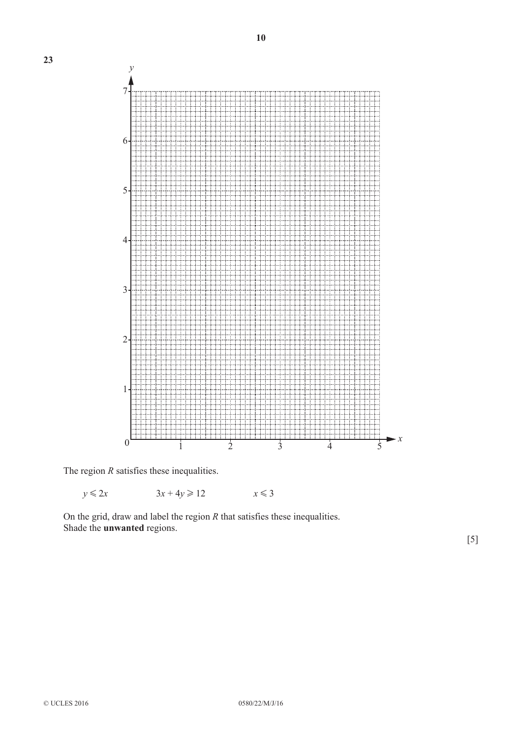**23**

The region $R$ satisfies these inequalities.

$y \leqslant 2x$ $\qquad$ $3x + 4y \geqslant 12$ $\qquad$ $x \leqslant 3$

On the grid, draw and label the region $R$ that satisfies these inequalities.
Shade the **unwanted** regions.

[5]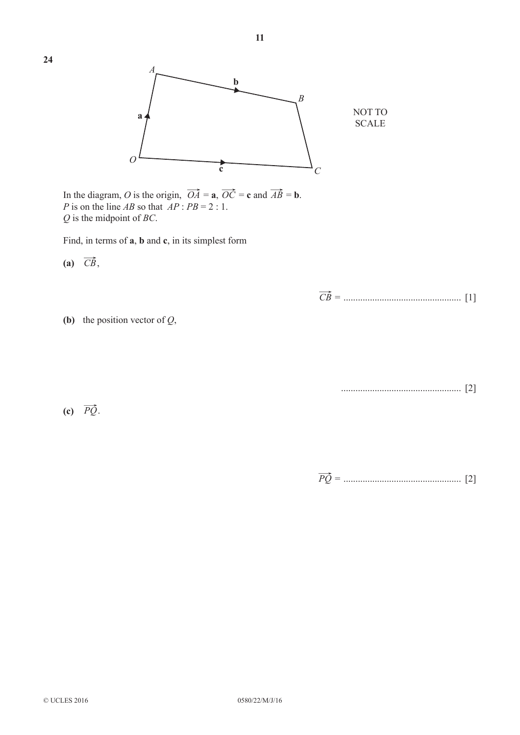**24**

NOT TO SCALE

In the diagram, $O$ is the origin, $\overrightarrow{OA} = \mathbf{a}$, $\overrightarrow{OC} = \mathbf{c}$ and $\overrightarrow{AB} = \mathbf{b}$.
$P$ is on the line $AB$ so that $AP : PB = 2 : 1$.
$Q$ is the midpoint of $BC$.

Find, in terms of $\mathbf{a}$, $\mathbf{b}$ and $\mathbf{c}$, in its simplest form

**(a)** $\overrightarrow{CB}$,

$\overrightarrow{CB}$ = ................................................ [1]

**(b)** the position vector of $Q$,

................................................ [2]

**(c)** $\overrightarrow{PQ}$.

$\overrightarrow{PQ}$ = ................................................ [2]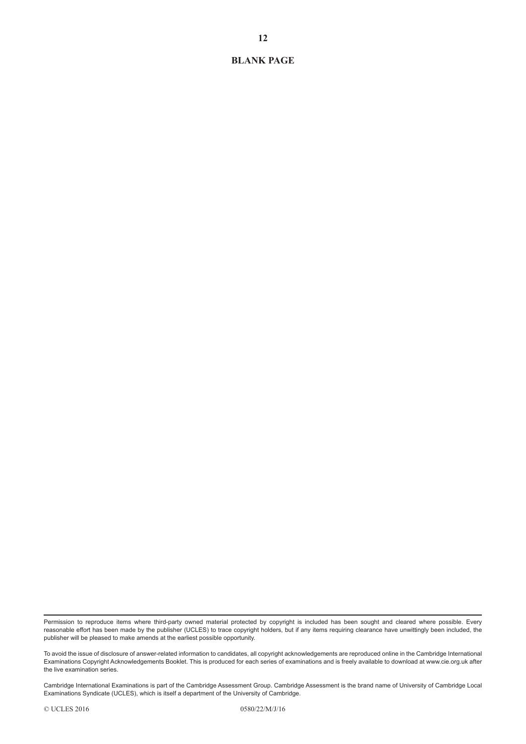**BLANK PAGE**

Permission to reproduce items where third-party owned material protected by copyright is included has been sought and cleared where possible. Every reasonable effort has been made by the publisher (UCLES) to trace copyright holders, but if any items requiring clearance have unwittingly been included, the publisher will be pleased to make amends at the earliest possible opportunity.

To avoid the issue of disclosure of answer-related information to candidates, all copyright acknowledgements are reproduced online in the Cambridge International Examinations Copyright Acknowledgements Booklet. This is produced for each series of examinations and is freely available to download at www.cie.org.uk after the live examination series.

Cambridge International Examinations is part of the Cambridge Assessment Group. Cambridge Assessment is the brand name of University of Cambridge Local Examinations Syndicate (UCLES), which is itself a department of the University of Cambridge.